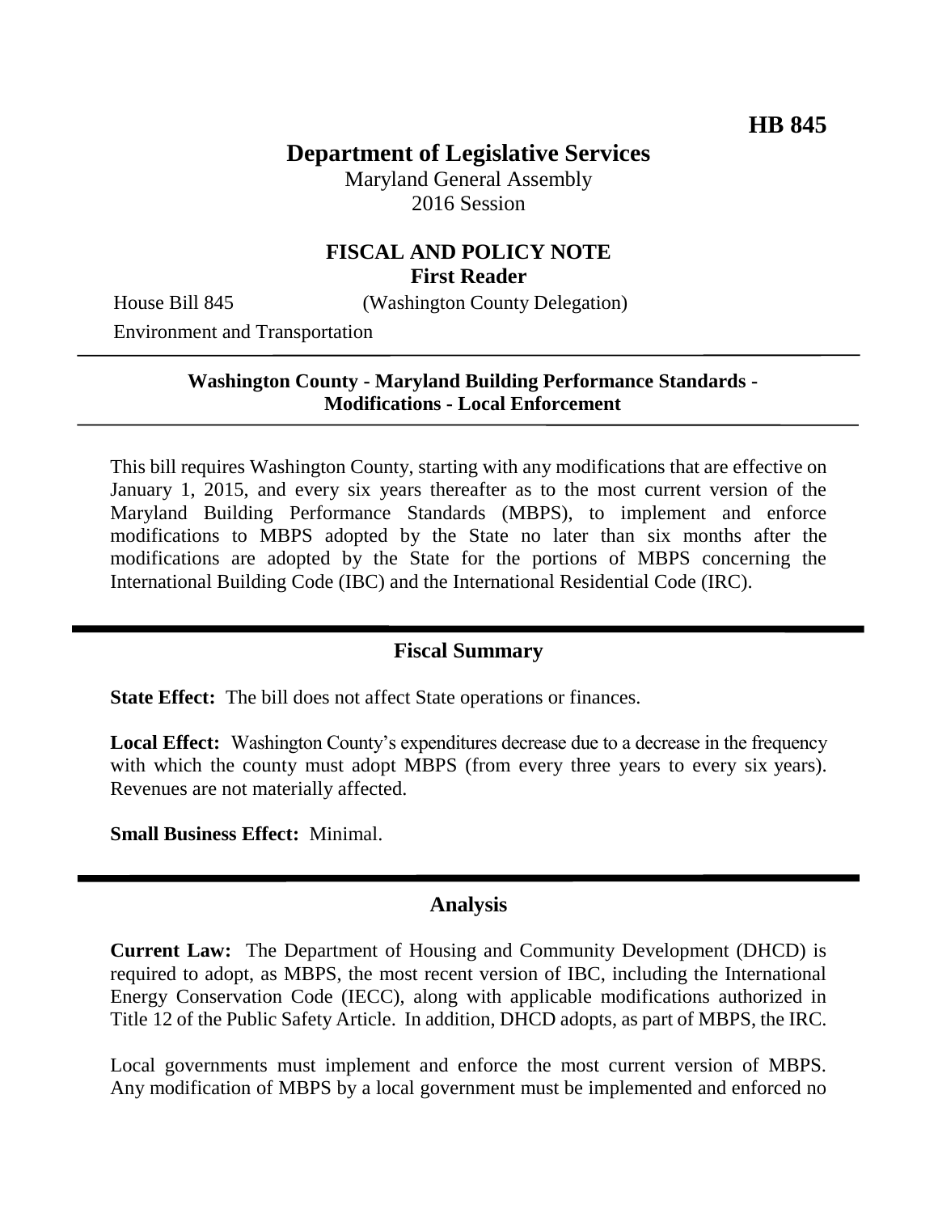**HB 845**

# Department of Legislative Services

Maryland General Assembly
2016 Session

## FISCAL AND POLICY NOTE
**First Reader**

House Bill 845 (Washington County Delegation)
Environment and Transportation

**Washington County - Maryland Building Performance Standards - Modifications - Local Enforcement**

This bill requires Washington County, starting with any modifications that are effective on January 1, 2015, and every six years thereafter as to the most current version of the Maryland Building Performance Standards (MBPS), to implement and enforce modifications to MBPS adopted by the State no later than six months after the modifications are adopted by the State for the portions of MBPS concerning the International Building Code (IBC) and the International Residential Code (IRC).

## Fiscal Summary

**State Effect:** The bill does not affect State operations or finances.

**Local Effect:** Washington County's expenditures decrease due to a decrease in the frequency with which the county must adopt MBPS (from every three years to every six years). Revenues are not materially affected.

**Small Business Effect:** Minimal.

## Analysis

**Current Law:** The Department of Housing and Community Development (DHCD) is required to adopt, as MBPS, the most recent version of IBC, including the International Energy Conservation Code (IECC), along with applicable modifications authorized in Title 12 of the Public Safety Article. In addition, DHCD adopts, as part of MBPS, the IRC.

Local governments must implement and enforce the most current version of MBPS. Any modification of MBPS by a local government must be implemented and enforced no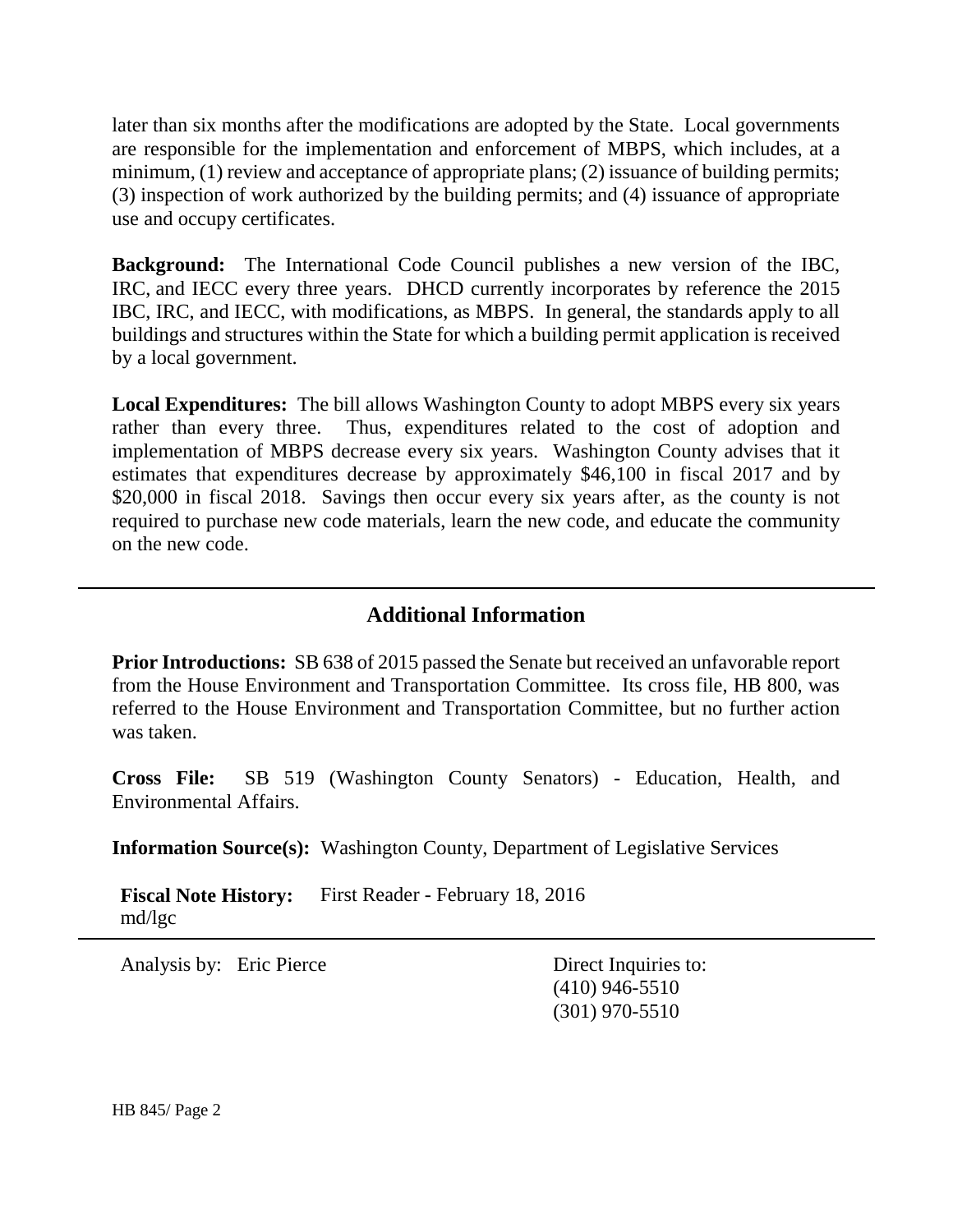later than six months after the modifications are adopted by the State. Local governments are responsible for the implementation and enforcement of MBPS, which includes, at a minimum, (1) review and acceptance of appropriate plans; (2) issuance of building permits; (3) inspection of work authorized by the building permits; and (4) issuance of appropriate use and occupy certificates.

**Background:** The International Code Council publishes a new version of the IBC, IRC, and IECC every three years. DHCD currently incorporates by reference the 2015 IBC, IRC, and IECC, with modifications, as MBPS. In general, the standards apply to all buildings and structures within the State for which a building permit application is received by a local government.

**Local Expenditures:** The bill allows Washington County to adopt MBPS every six years rather than every three. Thus, expenditures related to the cost of adoption and implementation of MBPS decrease every six years. Washington County advises that it estimates that expenditures decrease by approximately $46,100 in fiscal 2017 and by $20,000 in fiscal 2018. Savings then occur every six years after, as the county is not required to purchase new code materials, learn the new code, and educate the community on the new code.

## Additional Information

**Prior Introductions:** SB 638 of 2015 passed the Senate but received an unfavorable report from the House Environment and Transportation Committee. Its cross file, HB 800, was referred to the House Environment and Transportation Committee, but no further action was taken.

**Cross File:** SB 519 (Washington County Senators) - Education, Health, and Environmental Affairs.

**Information Source(s):** Washington County, Department of Legislative Services

**Fiscal Note History:** First Reader - February 18, 2016
md/lgc

Analysis by: Eric Pierce

Direct Inquiries to:
(410) 946-5510
(301) 970-5510